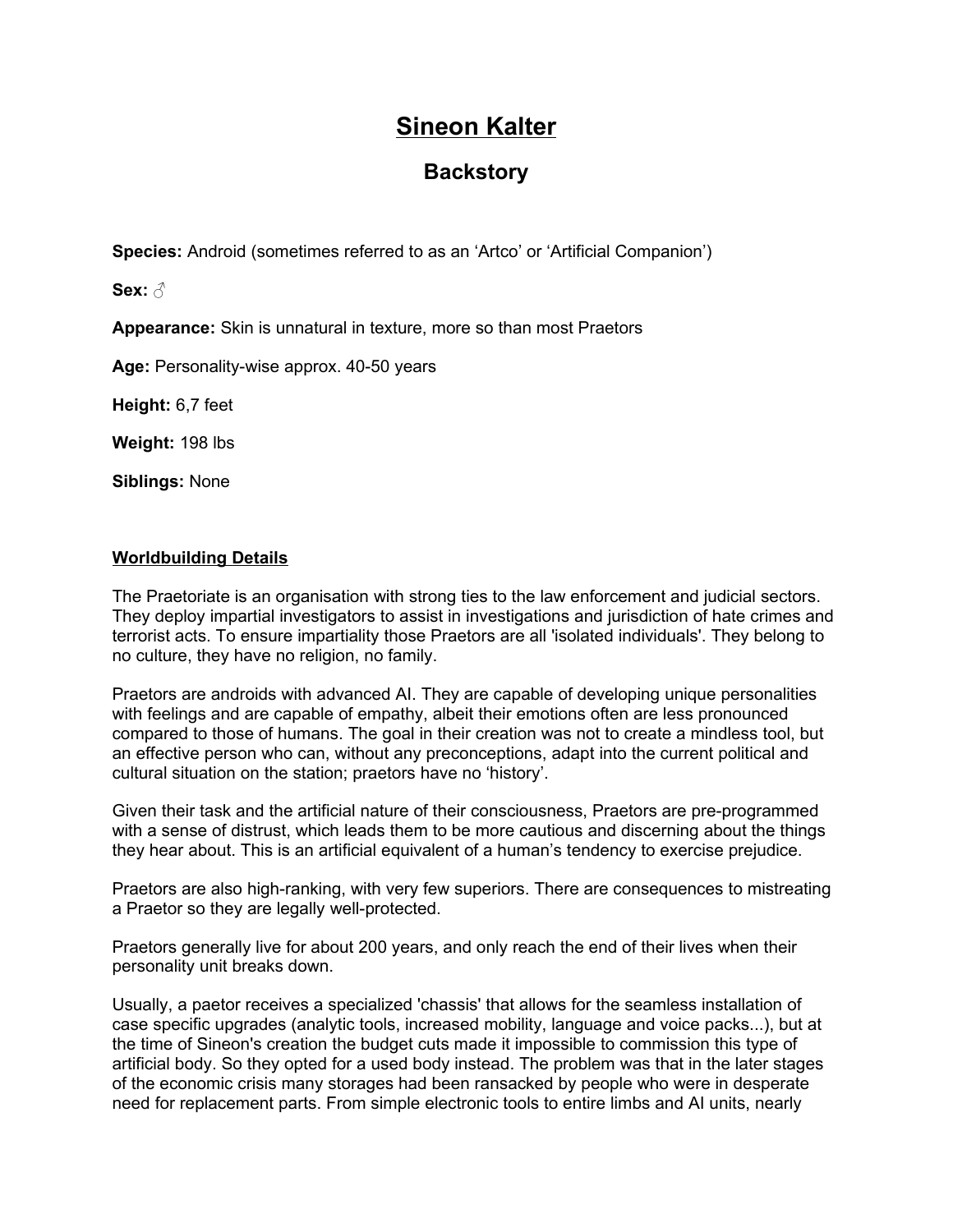# Sineon Kalter

## Backstory

**Species:** Android (sometimes referred to as an ‘Artco’ or ‘Artificial Companion’)

**Sex:** ♂

**Appearance:** Skin is unnatural in texture, more so than most Praetors

**Age:** Personality-wise approx. 40-50 years

**Height:** 6,7 feet

**Weight:** 198 lbs

**Siblings:** None

**Worldbuilding Details**

The Praetoriate is an organisation with strong ties to the law enforcement and judicial sectors. They deploy impartial investigators to assist in investigations and jurisdiction of hate crimes and terrorist acts. To ensure impartiality those Praetors are all 'isolated individuals'. They belong to no culture, they have no religion, no family.

Praetors are androids with advanced AI. They are capable of developing unique personalities with feelings and are capable of empathy, albeit their emotions often are less pronounced compared to those of humans. The goal in their creation was not to create a mindless tool, but an effective person who can, without any preconceptions, adapt into the current political and cultural situation on the station; praetors have no ‘history’.

Given their task and the artificial nature of their consciousness, Praetors are pre-programmed with a sense of distrust, which leads them to be more cautious and discerning about the things they hear about. This is an artificial equivalent of a human’s tendency to exercise prejudice.

Praetors are also high-ranking, with very few superiors. There are consequences to mistreating a Praetor so they are legally well-protected.

Praetors generally live for about 200 years, and only reach the end of their lives when their personality unit breaks down.

Usually, a paetor receives a specialized 'chassis' that allows for the seamless installation of case specific upgrades (analytic tools, increased mobility, language and voice packs...), but at the time of Sineon's creation the budget cuts made it impossible to commission this type of artificial body. So they opted for a used body instead. The problem was that in the later stages of the economic crisis many storages had been ransacked by people who were in desperate need for replacement parts. From simple electronic tools to entire limbs and AI units, nearly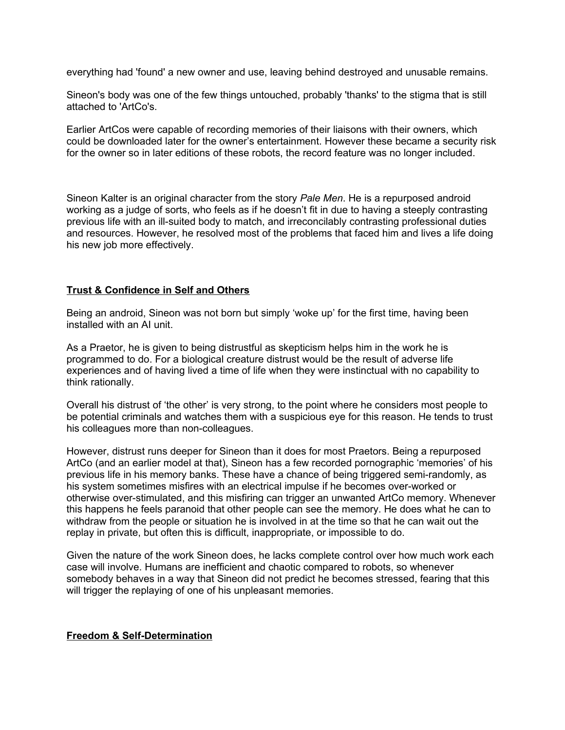everything had 'found' a new owner and use, leaving behind destroyed and unusable remains.

Sineon's body was one of the few things untouched, probably 'thanks' to the stigma that is still attached to 'ArtCo's.

Earlier ArtCos were capable of recording memories of their liaisons with their owners, which could be downloaded later for the owner’s entertainment. However these became a security risk for the owner so in later editions of these robots, the record feature was no longer included.

Sineon Kalter is an original character from the story *Pale Men*. He is a repurposed android working as a judge of sorts, who feels as if he doesn’t fit in due to having a steeply contrasting previous life with an ill-suited body to match, and irreconcilably contrasting professional duties and resources. However, he resolved most of the problems that faced him and lives a life doing his new job more effectively.

## **Trust & Confidence in Self and Others**

Being an android, Sineon was not born but simply ‘woke up’ for the first time, having been installed with an AI unit.

As a Praetor, he is given to being distrustful as skepticism helps him in the work he is programmed to do. For a biological creature distrust would be the result of adverse life experiences and of having lived a time of life when they were instinctual with no capability to think rationally.

Overall his distrust of ‘the other’ is very strong, to the point where he considers most people to be potential criminals and watches them with a suspicious eye for this reason. He tends to trust his colleagues more than non-colleagues.

However, distrust runs deeper for Sineon than it does for most Praetors. Being a repurposed ArtCo (and an earlier model at that), Sineon has a few recorded pornographic ‘memories’ of his previous life in his memory banks. These have a chance of being triggered semi-randomly, as his system sometimes misfires with an electrical impulse if he becomes over-worked or otherwise over-stimulated, and this misfiring can trigger an unwanted ArtCo memory. Whenever this happens he feels paranoid that other people can see the memory. He does what he can to withdraw from the people or situation he is involved in at the time so that he can wait out the replay in private, but often this is difficult, inappropriate, or impossible to do.

Given the nature of the work Sineon does, he lacks complete control over how much work each case will involve. Humans are inefficient and chaotic compared to robots, so whenever somebody behaves in a way that Sineon did not predict he becomes stressed, fearing that this will trigger the replaying of one of his unpleasant memories.

## **Freedom & Self-Determination**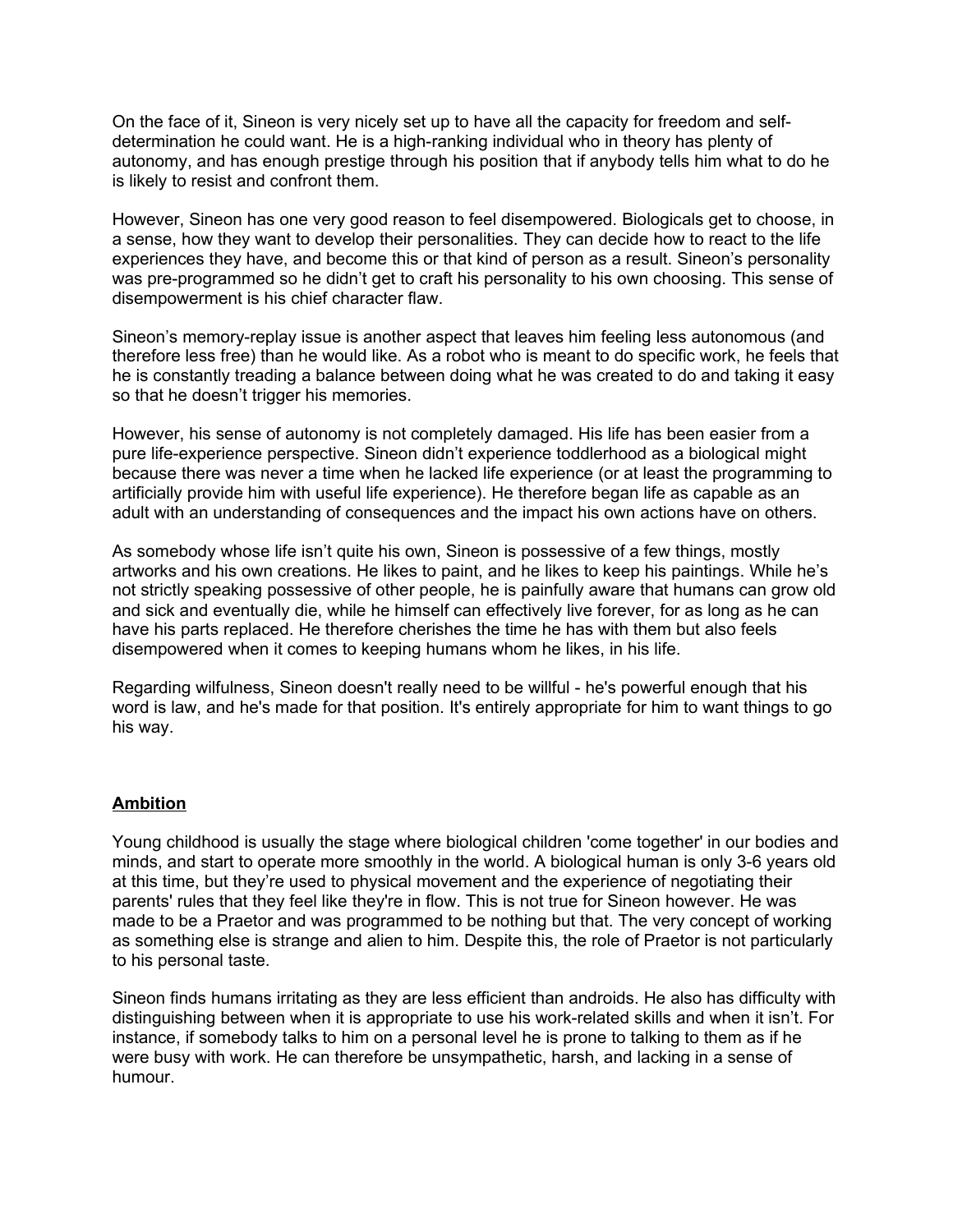On the face of it, Sineon is very nicely set up to have all the capacity for freedom and self-determination he could want. He is a high-ranking individual who in theory has plenty of autonomy, and has enough prestige through his position that if anybody tells him what to do he is likely to resist and confront them.

However, Sineon has one very good reason to feel disempowered. Biologicals get to choose, in a sense, how they want to develop their personalities. They can decide how to react to the life experiences they have, and become this or that kind of person as a result. Sineon's personality was pre-programmed so he didn't get to craft his personality to his own choosing. This sense of disempowerment is his chief character flaw.

Sineon's memory-replay issue is another aspect that leaves him feeling less autonomous (and therefore less free) than he would like. As a robot who is meant to do specific work, he feels that he is constantly treading a balance between doing what he was created to do and taking it easy so that he doesn't trigger his memories.

However, his sense of autonomy is not completely damaged. His life has been easier from a pure life-experience perspective. Sineon didn't experience toddlerhood as a biological might because there was never a time when he lacked life experience (or at least the programming to artificially provide him with useful life experience). He therefore began life as capable as an adult with an understanding of consequences and the impact his own actions have on others.

As somebody whose life isn't quite his own, Sineon is possessive of a few things, mostly artworks and his own creations. He likes to paint, and he likes to keep his paintings. While he's not strictly speaking possessive of other people, he is painfully aware that humans can grow old and sick and eventually die, while he himself can effectively live forever, for as long as he can have his parts replaced. He therefore cherishes the time he has with them but also feels disempowered when it comes to keeping humans whom he likes, in his life.

Regarding wilfulness, Sineon doesn't really need to be willful - he's powerful enough that his word is law, and he's made for that position. It's entirely appropriate for him to want things to go his way.

## **Ambition**

Young childhood is usually the stage where biological children 'come together' in our bodies and minds, and start to operate more smoothly in the world. A biological human is only 3-6 years old at this time, but they're used to physical movement and the experience of negotiating their parents' rules that they feel like they're in flow. This is not true for Sineon however. He was made to be a Praetor and was programmed to be nothing but that. The very concept of working as something else is strange and alien to him. Despite this, the role of Praetor is not particularly to his personal taste.

Sineon finds humans irritating as they are less efficient than androids. He also has difficulty with distinguishing between when it is appropriate to use his work-related skills and when it isn't. For instance, if somebody talks to him on a personal level he is prone to talking to them as if he were busy with work. He can therefore be unsympathetic, harsh, and lacking in a sense of humour.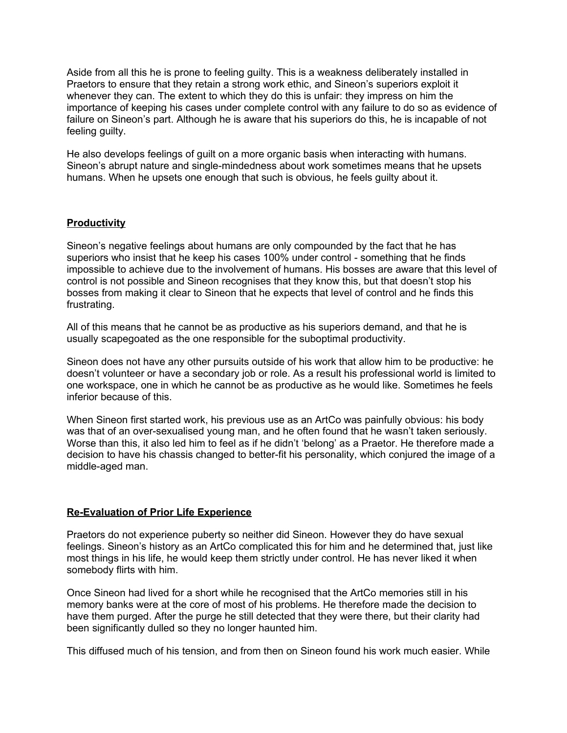Aside from all this he is prone to feeling guilty. This is a weakness deliberately installed in Praetors to ensure that they retain a strong work ethic, and Sineon's superiors exploit it whenever they can. The extent to which they do this is unfair: they impress on him the importance of keeping his cases under complete control with any failure to do so as evidence of failure on Sineon's part. Although he is aware that his superiors do this, he is incapable of not feeling guilty.

He also develops feelings of guilt on a more organic basis when interacting with humans. Sineon's abrupt nature and single-mindedness about work sometimes means that he upsets humans. When he upsets one enough that such is obvious, he feels guilty about it.

## **Productivity**

Sineon's negative feelings about humans are only compounded by the fact that he has superiors who insist that he keep his cases 100% under control - something that he finds impossible to achieve due to the involvement of humans. His bosses are aware that this level of control is not possible and Sineon recognises that they know this, but that doesn't stop his bosses from making it clear to Sineon that he expects that level of control and he finds this frustrating.

All of this means that he cannot be as productive as his superiors demand, and that he is usually scapegoated as the one responsible for the suboptimal productivity.

Sineon does not have any other pursuits outside of his work that allow him to be productive: he doesn't volunteer or have a secondary job or role. As a result his professional world is limited to one workspace, one in which he cannot be as productive as he would like. Sometimes he feels inferior because of this.

When Sineon first started work, his previous use as an ArtCo was painfully obvious: his body was that of an over-sexualised young man, and he often found that he wasn't taken seriously. Worse than this, it also led him to feel as if he didn't 'belong' as a Praetor. He therefore made a decision to have his chassis changed to better-fit his personality, which conjured the image of a middle-aged man.

## **Re-Evaluation of Prior Life Experience**

Praetors do not experience puberty so neither did Sineon. However they do have sexual feelings. Sineon's history as an ArtCo complicated this for him and he determined that, just like most things in his life, he would keep them strictly under control. He has never liked it when somebody flirts with him.

Once Sineon had lived for a short while he recognised that the ArtCo memories still in his memory banks were at the core of most of his problems. He therefore made the decision to have them purged. After the purge he still detected that they were there, but their clarity had been significantly dulled so they no longer haunted him.

This diffused much of his tension, and from then on Sineon found his work much easier. While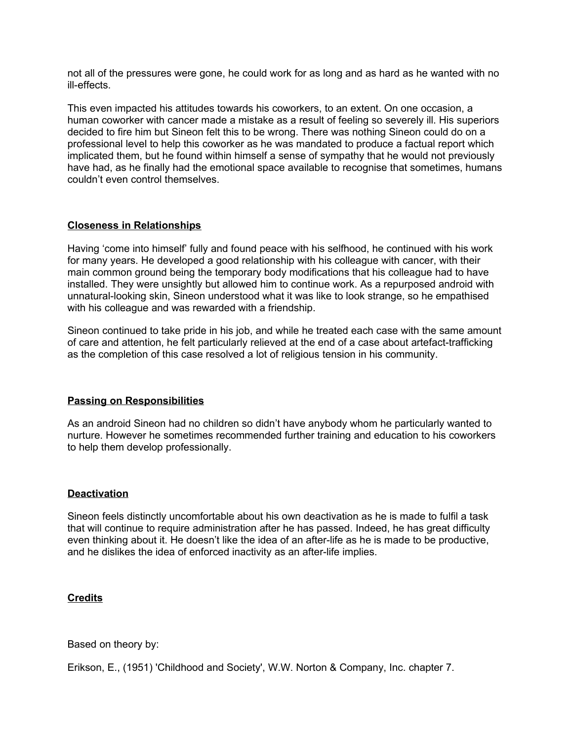not all of the pressures were gone, he could work for as long and as hard as he wanted with no ill-effects.

This even impacted his attitudes towards his coworkers, to an extent. On one occasion, a human coworker with cancer made a mistake as a result of feeling so severely ill. His superiors decided to fire him but Sineon felt this to be wrong. There was nothing Sineon could do on a professional level to help this coworker as he was mandated to produce a factual report which implicated them, but he found within himself a sense of sympathy that he would not previously have had, as he finally had the emotional space available to recognise that sometimes, humans couldn't even control themselves.

## Closeness in Relationships

Having 'come into himself' fully and found peace with his selfhood, he continued with his work for many years. He developed a good relationship with his colleague with cancer, with their main common ground being the temporary body modifications that his colleague had to have installed. They were unsightly but allowed him to continue work. As a repurposed android with unnatural-looking skin, Sineon understood what it was like to look strange, so he empathised with his colleague and was rewarded with a friendship.

Sineon continued to take pride in his job, and while he treated each case with the same amount of care and attention, he felt particularly relieved at the end of a case about artefact-trafficking as the completion of this case resolved a lot of religious tension in his community.

## Passing on Responsibilities

As an android Sineon had no children so didn't have anybody whom he particularly wanted to nurture. However he sometimes recommended further training and education to his coworkers to help them develop professionally.

## Deactivation

Sineon feels distinctly uncomfortable about his own deactivation as he is made to fulfil a task that will continue to require administration after he has passed. Indeed, he has great difficulty even thinking about it. He doesn't like the idea of an after-life as he is made to be productive, and he dislikes the idea of enforced inactivity as an after-life implies.

## Credits

Based on theory by:

Erikson, E., (1951) 'Childhood and Society', W.W. Norton & Company, Inc. chapter 7.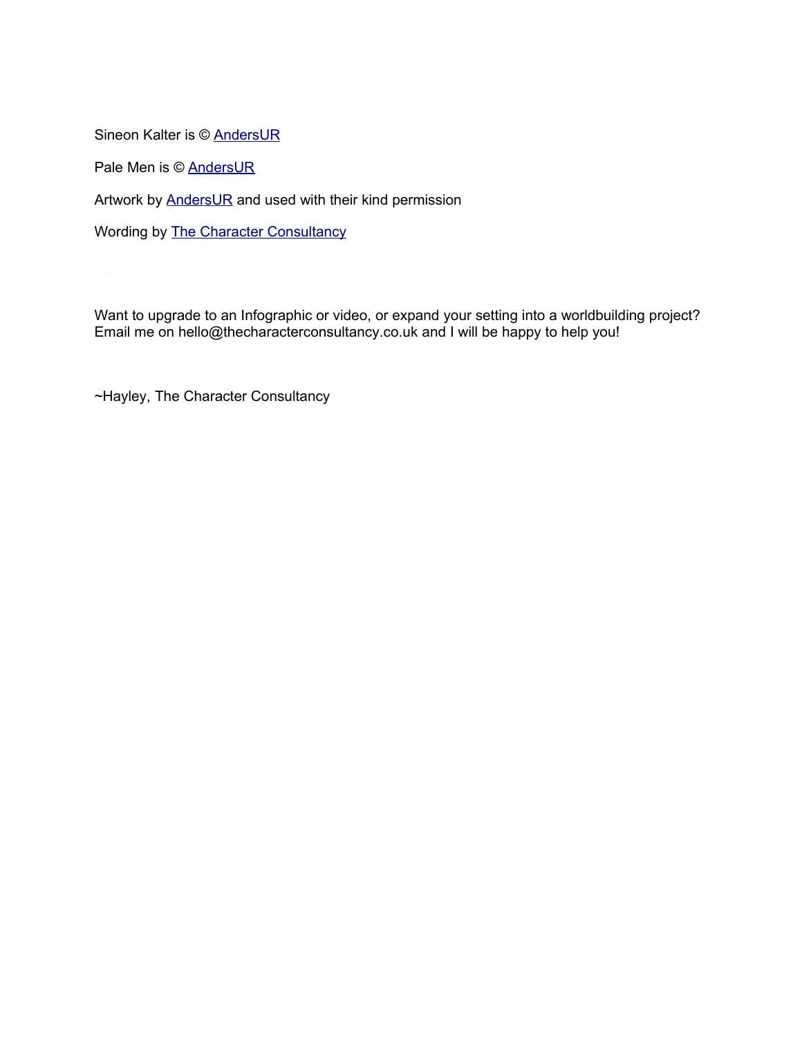Sineon Kalter is © AndersUR

Pale Men is © AndersUR

Artwork by AndersUR and used with their kind permission

Wording by The Character Consultancy

Want to upgrade to an Infographic or video, or expand your setting into a worldbuilding project? Email me on hello@thecharacterconsultancy.co.uk and I will be happy to help you!

~Hayley, The Character Consultancy